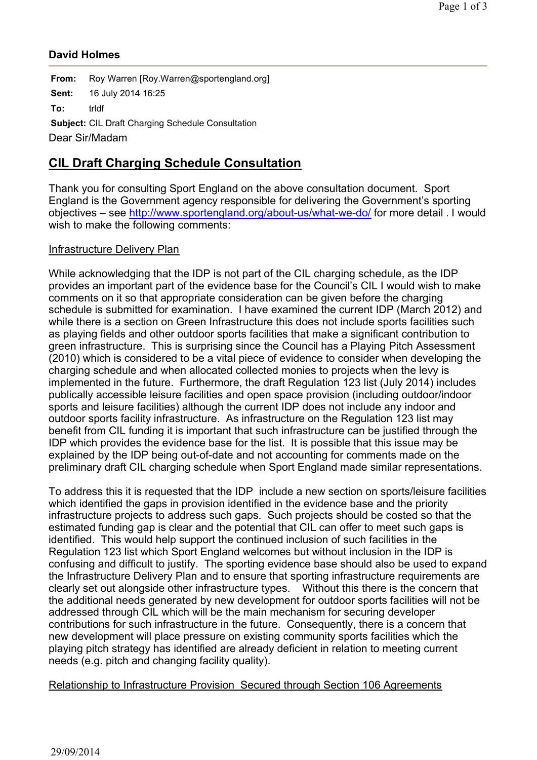### David Holmes

**From:** Roy Warren [Roy.Warren@sportengland.org]

**Sent:** 16 July 2014 16:25

**To:** trldf

**Subject:** CIL Draft Charging Schedule Consultation

Dear Sir/Madam

## CIL Draft Charging Schedule Consultation

Thank you for consulting Sport England on the above consultation document. Sport England is the Government agency responsible for delivering the Government's sporting objectives – see http://www.sportengland.org/about-us/what-we-do/ for more detail . I would wish to make the following comments:

Infrastructure Delivery Plan

While acknowledging that the IDP is not part of the CIL charging schedule, as the IDP provides an important part of the evidence base for the Council's CIL I would wish to make comments on it so that appropriate consideration can be given before the charging schedule is submitted for examination. I have examined the current IDP (March 2012) and while there is a section on Green Infrastructure this does not include sports facilities such as playing fields and other outdoor sports facilities that make a significant contribution to green infrastructure. This is surprising since the Council has a Playing Pitch Assessment (2010) which is considered to be a vital piece of evidence to consider when developing the charging schedule and when allocated collected monies to projects when the levy is implemented in the future. Furthermore, the draft Regulation 123 list (July 2014) includes publically accessible leisure facilities and open space provision (including outdoor/indoor sports and leisure facilities) although the current IDP does not include any indoor and outdoor sports facility infrastructure. As infrastructure on the Regulation 123 list may benefit from CIL funding it is important that such infrastructure can be justified through the IDP which provides the evidence base for the list. It is possible that this issue may be explained by the IDP being out-of-date and not accounting for comments made on the preliminary draft CIL charging schedule when Sport England made similar representations.

To address this it is requested that the IDP include a new section on sports/leisure facilities which identified the gaps in provision identified in the evidence base and the priority infrastructure projects to address such gaps. Such projects should be costed so that the estimated funding gap is clear and the potential that CIL can offer to meet such gaps is identified. This would help support the continued inclusion of such facilities in the Regulation 123 list which Sport England welcomes but without inclusion in the IDP is confusing and difficult to justify. The sporting evidence base should also be used to expand the Infrastructure Delivery Plan and to ensure that sporting infrastructure requirements are clearly set out alongside other infrastructure types. Without this there is the concern that the additional needs generated by new development for outdoor sports facilities will not be addressed through CIL which will be the main mechanism for securing developer contributions for such infrastructure in the future. Consequently, there is a concern that new development will place pressure on existing community sports facilities which the playing pitch strategy has identified are already deficient in relation to meeting current needs (e.g. pitch and changing facility quality).

Relationship to Infrastructure Provision Secured through Section 106 Agreements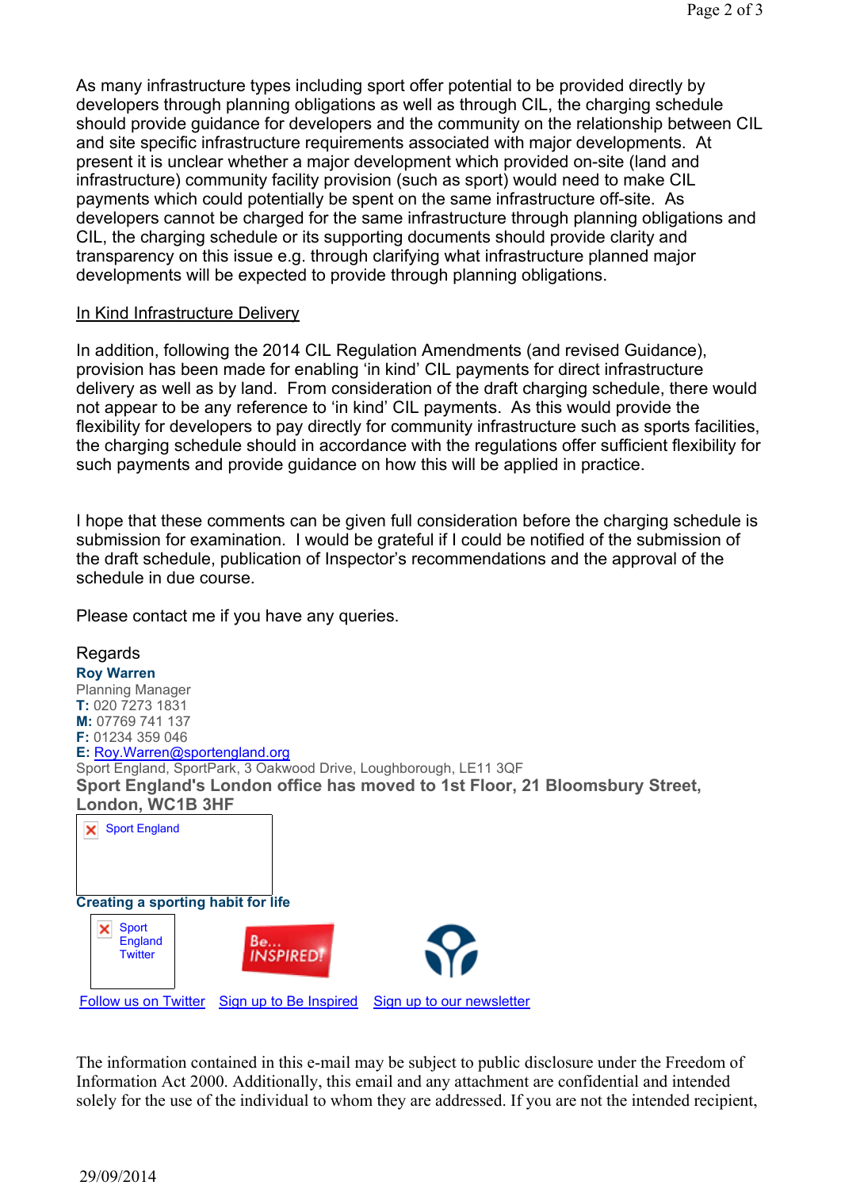As many infrastructure types including sport offer potential to be provided directly by developers through planning obligations as well as through CIL, the charging schedule should provide guidance for developers and the community on the relationship between CIL and site specific infrastructure requirements associated with major developments. At present it is unclear whether a major development which provided on-site (land and infrastructure) community facility provision (such as sport) would need to make CIL payments which could potentially be spent on the same infrastructure off-site. As developers cannot be charged for the same infrastructure through planning obligations and CIL, the charging schedule or its supporting documents should provide clarity and transparency on this issue e.g. through clarifying what infrastructure planned major developments will be expected to provide through planning obligations.

In Kind Infrastructure Delivery

In addition, following the 2014 CIL Regulation Amendments (and revised Guidance), provision has been made for enabling 'in kind' CIL payments for direct infrastructure delivery as well as by land. From consideration of the draft charging schedule, there would not appear to be any reference to 'in kind' CIL payments. As this would provide the flexibility for developers to pay directly for community infrastructure such as sports facilities, the charging schedule should in accordance with the regulations offer sufficient flexibility for such payments and provide guidance on how this will be applied in practice.

I hope that these comments can be given full consideration before the charging schedule is submission for examination. I would be grateful if I could be notified of the submission of the draft schedule, publication of Inspector's recommendations and the approval of the schedule in due course.

Please contact me if you have any queries.

Regards
**Roy Warren**
Planning Manager
**T:** 020 7273 1831
**M:** 07769 741 137
**F:** 01234 359 046
**E:** Roy.Warren@sportengland.org
Sport England, SportPark, 3 Oakwood Drive, Loughborough, LE11 3QF
**Sport England's London office has moved to 1st Floor, 21 Bloomsbury Street, London, WC1B 3HF**

Sport England

**Creating a sporting habit for life**

Sport England Twitter

Follow us on Twitter   Sign up to Be Inspired   Sign up to our newsletter

The information contained in this e-mail may be subject to public disclosure under the Freedom of Information Act 2000. Additionally, this email and any attachment are confidential and intended solely for the use of the individual to whom they are addressed. If you are not the intended recipient,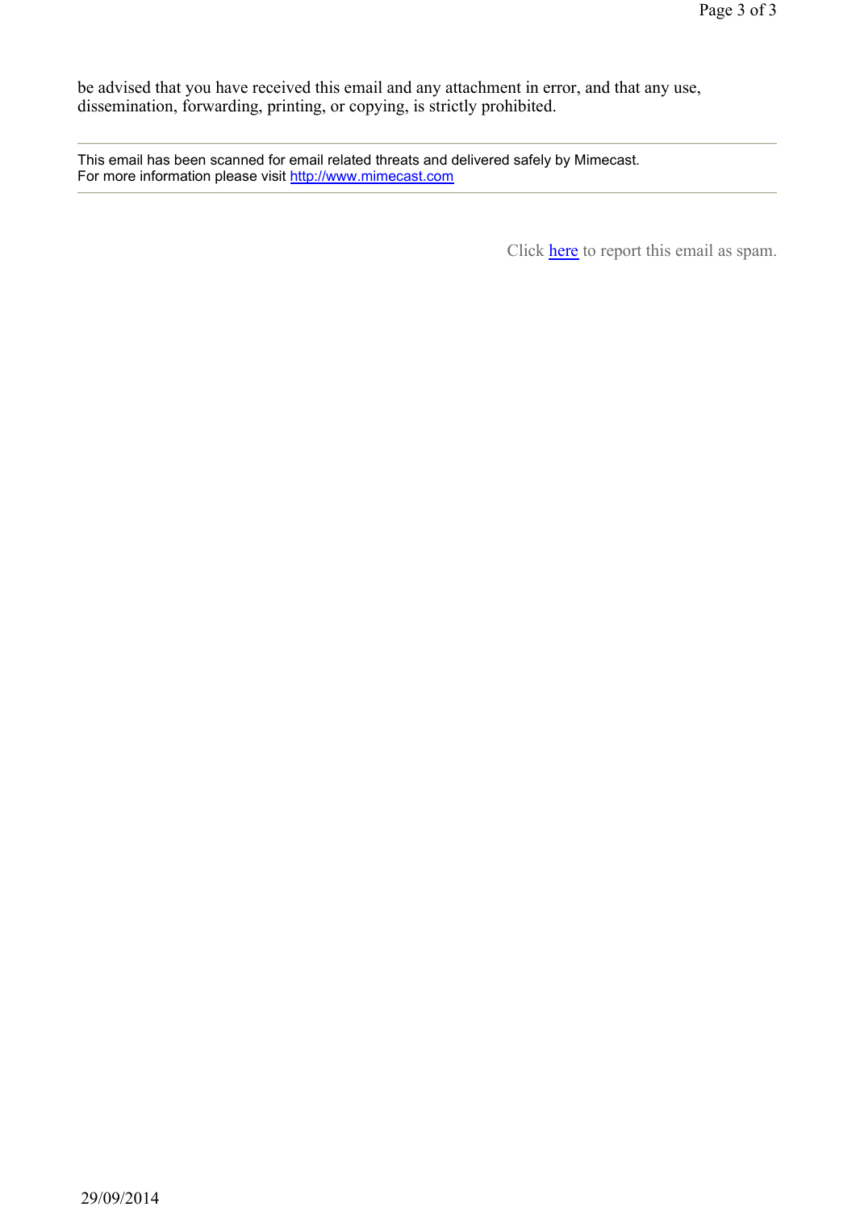be advised that you have received this email and any attachment in error, and that any use, dissemination, forwarding, printing, or copying, is strictly prohibited.

---

This email has been scanned for email related threats and delivered safely by Mimecast.
For more information please visit http://www.mimecast.com

---

Click here to report this email as spam.